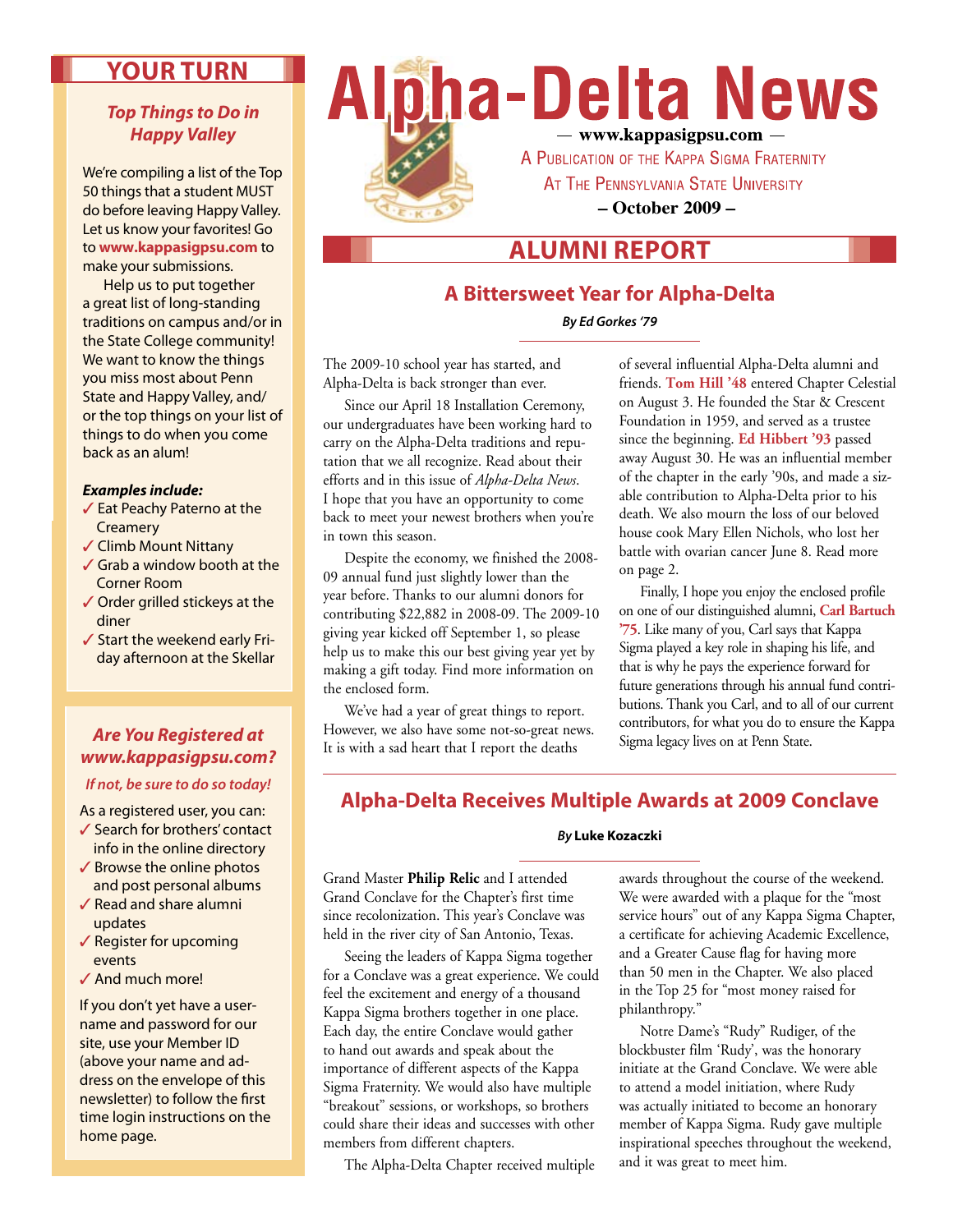# Alpha-Delta News

— www.kappasigpsu.com —

A Publication of the Kappa Sigma Fraternity
At The Pennsylvania State University

– October 2009 –

## ALUMNI REPORT

### A Bittersweet Year for Alpha-Delta

*By Ed Gorkes '79*

The 2009-10 school year has started, and Alpha-Delta is back stronger than ever.

Since our April 18 Installation Ceremony, our undergraduates have been working hard to carry on the Alpha-Delta traditions and reputation that we all recognize. Read about their efforts and in this issue of *Alpha-Delta News*. I hope that you have an opportunity to come back to meet your newest brothers when you're in town this season.

Despite the economy, we finished the 2008-09 annual fund just slightly lower than the year before. Thanks to our alumni donors for contributing $22,882 in 2008-09. The 2009-10 giving year kicked off September 1, so please help us to make this our best giving year yet by making a gift today. Find more information on the enclosed form.

We've had a year of great things to report. However, we also have some not-so-great news. It is with a sad heart that I report the deaths of several influential Alpha-Delta alumni and friends. **Tom Hill '48** entered Chapter Celestial on August 3. He founded the Star & Crescent Foundation in 1959, and served as a trustee since the beginning. **Ed Hibbert '93** passed away August 30. He was an influential member of the chapter in the early '90s, and made a sizable contribution to Alpha-Delta prior to his death. We also mourn the loss of our beloved house cook Mary Ellen Nichols, who lost her battle with ovarian cancer June 8. Read more on page 2.

Finally, I hope you enjoy the enclosed profile on one of our distinguished alumni, **Carl Bartuch '75**. Like many of you, Carl says that Kappa Sigma played a key role in shaping his life, and that is why he pays the experience forward for future generations through his annual fund contributions. Thank you Carl, and to all of our current contributors, for what you do to ensure the Kappa Sigma legacy lives on at Penn State.

### Alpha-Delta Receives Multiple Awards at 2009 Conclave

*By* **Luke Kozaczki**

Grand Master **Philip Relic** and I attended Grand Conclave for the Chapter's first time since recolonization. This year's Conclave was held in the river city of San Antonio, Texas.

Seeing the leaders of Kappa Sigma together for a Conclave was a great experience. We could feel the excitement and energy of a thousand Kappa Sigma brothers together in one place. Each day, the entire Conclave would gather to hand out awards and speak about the importance of different aspects of the Kappa Sigma Fraternity. We would also have multiple "breakout" sessions, or workshops, so brothers could share their ideas and successes with other members from different chapters.

The Alpha-Delta Chapter received multiple awards throughout the course of the weekend. We were awarded with a plaque for the "most service hours" out of any Kappa Sigma Chapter, a certificate for achieving Academic Excellence, and a Greater Cause flag for having more than 50 men in the Chapter. We also placed in the Top 25 for "most money raised for philanthropy."

Notre Dame's "Rudy" Rudiger, of the blockbuster film 'Rudy', was the honorary initiate at the Grand Conclave. We were able to attend a model initiation, where Rudy was actually initiated to become an honorary member of Kappa Sigma. Rudy gave multiple inspirational speeches throughout the weekend, and it was great to meet him.

## YOUR TURN

### *Top Things to Do in Happy Valley*

We're compiling a list of the Top 50 things that a student MUST do before leaving Happy Valley. Let us know your favorites! Go to **www.kappasigpsu.com** to make your submissions.

Help us to put together a great list of long-standing traditions on campus and/or in the State College community! We want to know the things you miss most about Penn State and Happy Valley, and/or the top things on your list of things to do when you come back as an alum!

***Examples include:***

- ✓ Eat Peachy Paterno at the Creamery
- ✓ Climb Mount Nittany
- ✓ Grab a window booth at the Corner Room
- ✓ Order grilled stickeys at the diner
- ✓ Start the weekend early Friday afternoon at the Skellar

### *Are You Registered at www.kappasigpsu.com?*

***If not, be sure to do so today!***

As a registered user, you can:

- ✓ Search for brothers' contact info in the online directory
- ✓ Browse the online photos and post personal albums
- ✓ Read and share alumni updates
- ✓ Register for upcoming events
- ✓ And much more!

If you don't yet have a username and password for our site, use your Member ID (above your name and address on the envelope of this newsletter) to follow the first time login instructions on the home page.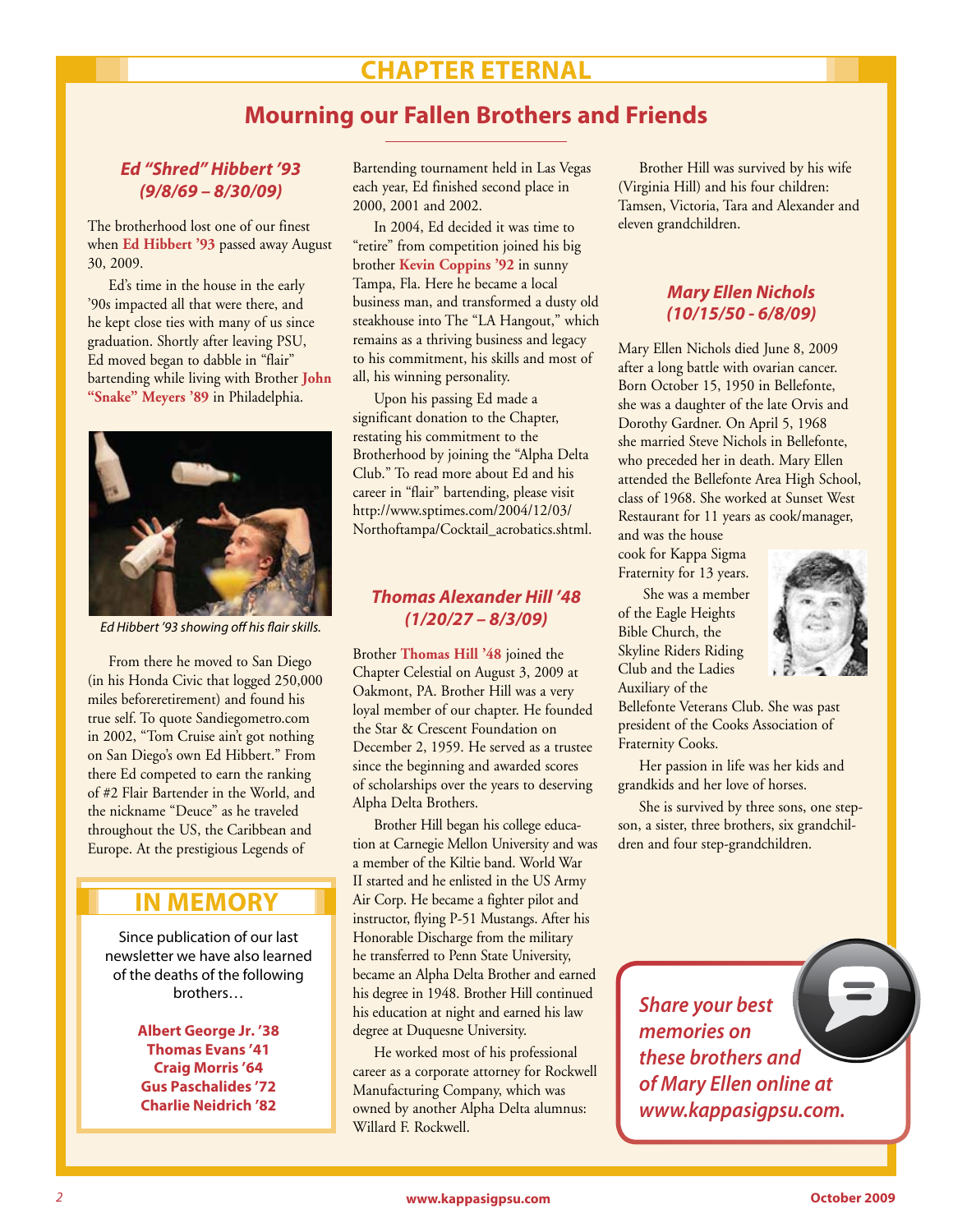# CHAPTER ETERNAL

## Mourning our Fallen Brothers and Friends

### *Ed "Shred" Hibbert '93 (9/8/69 – 8/30/09)*

The brotherhood lost one of our finest when **Ed Hibbert '93** passed away August 30, 2009.

Ed's time in the house in the early '90s impacted all that were there, and he kept close ties with many of us since graduation. Shortly after leaving PSU, Ed moved began to dabble in "flair" bartending while living with Brother **John "Snake" Meyers '89** in Philadelphia.

*Ed Hibbert '93 showing off his flair skills.*

From there he moved to San Diego (in his Honda Civic that logged 250,000 miles beforeretirement) and found his true self. To quote Sandiegometro.com in 2002, "Tom Cruise ain't got nothing on San Diego's own Ed Hibbert." From there Ed competed to earn the ranking of #2 Flair Bartender in the World, and the nickname "Deuce" as he traveled throughout the US, the Caribbean and Europe. At the prestigious Legends of Bartending tournament held in Las Vegas each year, Ed finished second place in 2000, 2001 and 2002.

In 2004, Ed decided it was time to "retire" from competition joined his big brother **Kevin Coppins '92** in sunny Tampa, Fla. Here he became a local business man, and transformed a dusty old steakhouse into The "LA Hangout," which remains as a thriving business and legacy to his commitment, his skills and most of all, his winning personality.

Upon his passing Ed made a significant donation to the Chapter, restating his commitment to the Brotherhood by joining the "Alpha Delta Club." To read more about Ed and his career in "flair" bartending, please visit http://www.sptimes.com/2004/12/03/Northoftampa/Cocktail_acrobatics.shtml.

### *Thomas Alexander Hill '48 (1/20/27 – 8/3/09)*

Brother **Thomas Hill '48** joined the Chapter Celestial on August 3, 2009 at Oakmont, PA. Brother Hill was a very loyal member of our chapter. He founded the Star & Crescent Foundation on December 2, 1959. He served as a trustee since the beginning and awarded scores of scholarships over the years to deserving Alpha Delta Brothers.

Brother Hill began his college education at Carnegie Mellon University and was a member of the Kiltie band. World War II started and he enlisted in the US Army Air Corp. He became a fighter pilot and instructor, flying P-51 Mustangs. After his Honorable Discharge from the military he transferred to Penn State University, became an Alpha Delta Brother and earned his degree in 1948. Brother Hill continued his education at night and earned his law degree at Duquesne University.

He worked most of his professional career as a corporate attorney for Rockwell Manufacturing Company, which was owned by another Alpha Delta alumnus: Willard F. Rockwell.

Brother Hill was survived by his wife (Virginia Hill) and his four children: Tamsen, Victoria, Tara and Alexander and eleven grandchildren.

### *Mary Ellen Nichols (10/15/50 - 6/8/09)*

Mary Ellen Nichols died June 8, 2009 after a long battle with ovarian cancer. Born October 15, 1950 in Bellefonte, she was a daughter of the late Orvis and Dorothy Gardner. On April 5, 1968 she married Steve Nichols in Bellefonte, who preceded her in death. Mary Ellen attended the Bellefonte Area High School, class of 1968. She worked at Sunset West Restaurant for 11 years as cook/manager, and was the house cook for Kappa Sigma Fraternity for 13 years.

She was a member of the Eagle Heights Bible Church, the Skyline Riders Riding Club and the Ladies Auxiliary of the Bellefonte Veterans Club. She was past president of the Cooks Association of Fraternity Cooks.

Her passion in life was her kids and grandkids and her love of horses.

She is survived by three sons, one stepson, a sister, three brothers, six grandchildren and four step-grandchildren.

## IN MEMORY

Since publication of our last newsletter we have also learned of the deaths of the following brothers…

**Albert George Jr. '38**
**Thomas Evans '41**
**Craig Morris '64**
**Gus Paschalides '72**
**Charlie Neidrich '82**

***Share your best memories on these brothers and of Mary Ellen online at www.kappasigpsu.com.***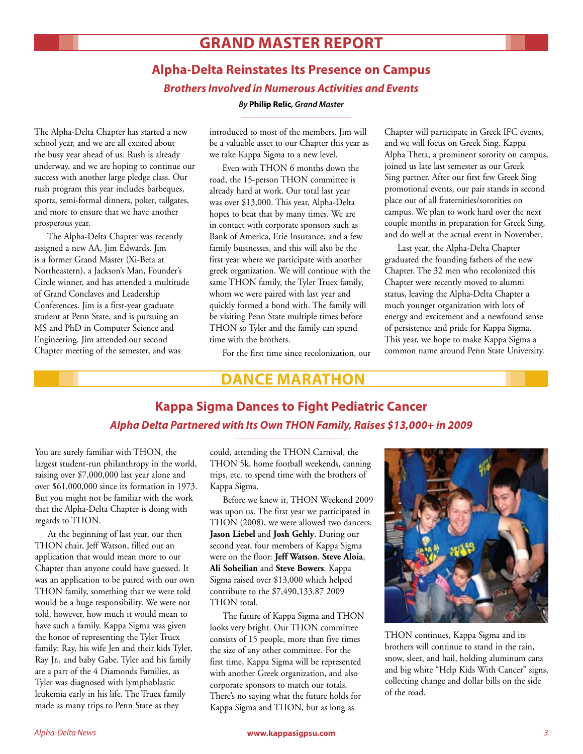# GRAND MASTER REPORT

## Alpha-Delta Reinstates Its Presence on Campus

### *Brothers Involved in Numerous Activities and Events*

*By* **Philip Relic***, Grand Master*

The Alpha-Delta Chapter has started a new school year, and we are all excited about the busy year ahead of us. Rush is already underway, and we are hoping to continue our success with another large pledge class. Our rush program this year includes barbeques, sports, semi-formal dinners, poker, tailgates, and more to ensure that we have another prosperous year.

The Alpha-Delta Chapter was recently assigned a new AA, Jim Edwards. Jim is a former Grand Master (Xi-Beta at Northeastern), a Jackson's Man, Founder's Circle winner, and has attended a multitude of Grand Conclaves and Leadership Conferences. Jim is a first-year graduate student at Penn State, and is pursuing an MS and PhD in Computer Science and Engineering. Jim attended our second Chapter meeting of the semester, and was introduced to most of the members. Jim will be a valuable asset to our Chapter this year as we take Kappa Sigma to a new level.

Even with THON 6 months down the road, the 15-person THON committee is already hard at work. Our total last year was over $13,000. This year, Alpha-Delta hopes to beat that by many times. We are in contact with corporate sponsors such as Bank of America, Erie Insurance, and a few family businesses, and this will also be the first year where we participate with another greek organization. We will continue with the same THON family, the Tyler Truex family, whom we were paired with last year and quickly formed a bond with. The family will be visiting Penn State multiple times before THON so Tyler and the family can spend time with the brothers.

For the first time since recolonization, our Chapter will participate in Greek IFC events, and we will focus on Greek Sing. Kappa Alpha Theta, a prominent sorority on campus, joined us late last semester as our Greek Sing partner. After our first few Greek Sing promotional events, our pair stands in second place out of all fraternities/sororities on campus. We plan to work hard over the next couple months in preparation for Greek Sing, and do well at the actual event in November.

Last year, the Alpha-Delta Chapter graduated the founding fathers of the new Chapter. The 32 men who recolonized this Chapter were recently moved to alumni status, leaving the Alpha-Delta Chapter a much younger organization with lots of energy and excitement and a newfound sense of persistence and pride for Kappa Sigma. This year, we hope to make Kappa Sigma a common name around Penn State University.

# DANCE MARATHON

## Kappa Sigma Dances to Fight Pediatric Cancer

### *Alpha Delta Partnered with Its Own THON Family, Raises $13,000+ in 2009*

You are surely familiar with THON, the largest student-run philanthropy in the world, raising over $7,000,000 last year alone and over $61,000,000 since its formation in 1973. But you might not be familiar with the work that the Alpha-Delta Chapter is doing with regards to THON.

At the beginning of last year, our then THON chair, Jeff Watson, filled out an application that would mean more to our Chapter than anyone could have guessed. It was an application to be paired with our own THON family, something that we were told would be a huge responsibility. We were not told, however, how much it would mean to have such a family. Kappa Sigma was given the honor of representing the Tyler Truex family: Ray, his wife Jen and their kids Tyler, Ray Jr., and baby Gabe. Tyler and his family are a part of the 4 Diamonds Families, as Tyler was diagnosed with lymphoblastic leukemia early in his life. The Truex family made as many trips to Penn State as they could, attending the THON Carnival, the THON 5k, home football weekends, canning trips, etc. to spend time with the brothers of Kappa Sigma.

Before we knew it, THON Weekend 2009 was upon us. The first year we participated in THON (2008), we were allowed two dancers: **Jason Liebel** and **Josh Gehly**. During our second year, four members of Kappa Sigma were on the floor: **Jeff Watson**, **Steve Aloia**, **Ali Soheilian** and **Steve Bowers**. Kappa Sigma raised over $13,000 which helped contribute to the $7,490,133.87 2009 THON total.

The future of Kappa Sigma and THON looks very bright. Our THON committee consists of 15 people, more than five times the size of any other committee. For the first time, Kappa Sigma will be represented with another Greek organization, and also corporate sponsors to match our totals. There's no saying what the future holds for Kappa Sigma and THON, but as long as THON continues, Kappa Sigma and its brothers will continue to stand in the rain, snow, sleet, and hail, holding aluminum cans and big white "Help Kids With Cancer" signs, collecting change and dollar bills on the side of the road.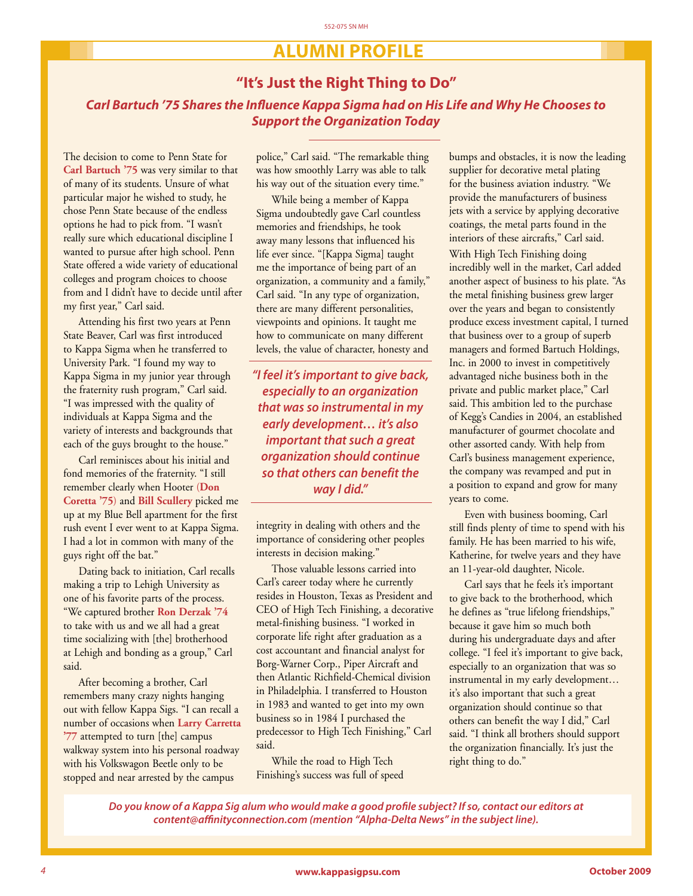# ALUMNI PROFILE

## "It's Just the Right Thing to Do"

### *Carl Bartuch '75 Shares the Influence Kappa Sigma had on His Life and Why He Chooses to Support the Organization Today*

The decision to come to Penn State for **Carl Bartuch '75** was very similar to that of many of its students. Unsure of what particular major he wished to study, he chose Penn State because of the endless options he had to pick from. "I wasn't really sure which educational discipline I wanted to pursue after high school. Penn State offered a wide variety of educational colleges and program choices to choose from and I didn't have to decide until after my first year," Carl said.

Attending his first two years at Penn State Beaver, Carl was first introduced to Kappa Sigma when he transferred to University Park. "I found my way to Kappa Sigma in my junior year through the fraternity rush program," Carl said. "I was impressed with the quality of individuals at Kappa Sigma and the variety of interests and backgrounds that each of the guys brought to the house."

Carl reminisces about his initial and fond memories of the fraternity. "I still remember clearly when Hooter (**Don Coretta '75**) and **Bill Scullery** picked me up at my Blue Bell apartment for the first rush event I ever went to at Kappa Sigma. I had a lot in common with many of the guys right off the bat."

Dating back to initiation, Carl recalls making a trip to Lehigh University as one of his favorite parts of the process. "We captured brother **Ron Derzak '74** to take with us and we all had a great time socializing with [the] brotherhood at Lehigh and bonding as a group," Carl said.

After becoming a brother, Carl remembers many crazy nights hanging out with fellow Kappa Sigs. "I can recall a number of occasions when **Larry Carretta '77** attempted to turn [the] campus walkway system into his personal roadway with his Volkswagon Beetle only to be stopped and near arrested by the campus police," Carl said. "The remarkable thing was how smoothly Larry was able to talk his way out of the situation every time."

While being a member of Kappa Sigma undoubtedly gave Carl countless memories and friendships, he took away many lessons that influenced his life ever since. "[Kappa Sigma] taught me the importance of being part of an organization, a community and a family," Carl said. "In any type of organization, there are many different personalities, viewpoints and opinions. It taught me how to communicate on many different levels, the value of character, honesty and integrity in dealing with others and the importance of considering other peoples interests in decision making."

> *"I feel it's important to give back, especially to an organization that was so instrumental in my early development… it's also important that such a great organization should continue so that others can benefit the way I did."*

Those valuable lessons carried into Carl's career today where he currently resides in Houston, Texas as President and CEO of High Tech Finishing, a decorative metal-finishing business. "I worked in corporate life right after graduation as a cost accountant and financial analyst for Borg-Warner Corp., Piper Aircraft and then Atlantic Richfield-Chemical division in Philadelphia. I transferred to Houston in 1983 and wanted to get into my own business so in 1984 I purchased the predecessor to High Tech Finishing," Carl said.

While the road to High Tech Finishing's success was full of speed bumps and obstacles, it is now the leading supplier for decorative metal plating for the business aviation industry. "We provide the manufacturers of business jets with a service by applying decorative coatings, the metal parts found in the interiors of these aircrafts," Carl said. With High Tech Finishing doing incredibly well in the market, Carl added another aspect of business to his plate. "As the metal finishing business grew larger over the years and began to consistently produce excess investment capital, I turned that business over to a group of superb managers and formed Bartuch Holdings, Inc. in 2000 to invest in competitively advantaged niche business both in the private and public market place," Carl said. This ambition led to the purchase of Kegg's Candies in 2004, an established manufacturer of gourmet chocolate and other assorted candy. With help from Carl's business management experience, the company was revamped and put in a position to expand and grow for many years to come.

Even with business booming, Carl still finds plenty of time to spend with his family. He has been married to his wife, Katherine, for twelve years and they have an 11-year-old daughter, Nicole.

Carl says that he feels it's important to give back to the brotherhood, which he defines as "true lifelong friendships," because it gave him so much both during his undergraduate days and after college. "I feel it's important to give back, especially to an organization that was so instrumental in my early development… it's also important that such a great organization should continue so that others can benefit the way I did," Carl said. "I think all brothers should support the organization financially. It's just the right thing to do."

***Do you know of a Kappa Sig alum who would make a good profile subject? If so, contact our editors at content@affinityconnection.com (mention "Alpha-Delta News" in the subject line).***